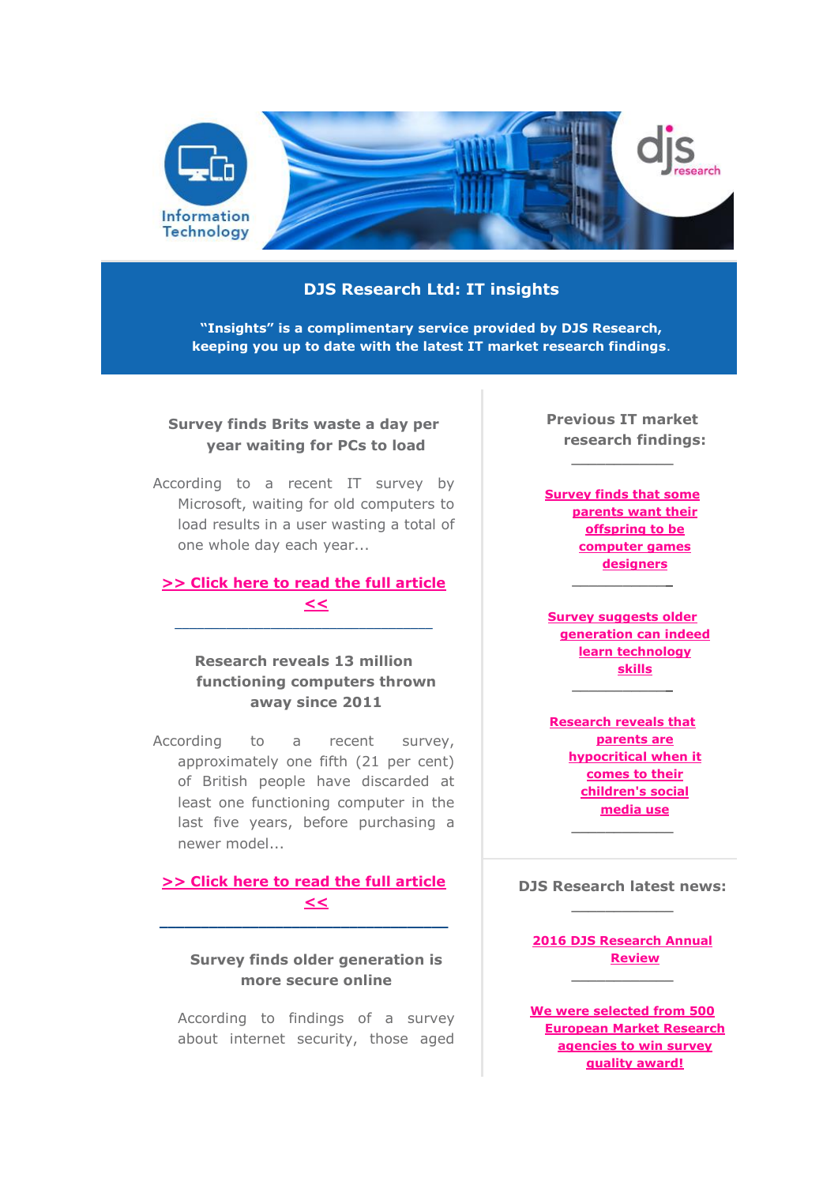Information Technology

djs research

## DJS Research Ltd: IT insights

**"Insights" is a complimentary service provided by DJS Research, keeping you up to date with the latest IT market research findings.**

### Survey finds Brits waste a day per year waiting for PCs to load

According to a recent IT survey by Microsoft, waiting for old computers to load results in a user wasting a total of one whole day each year...

**>> Click here to read the full article <<**

---

### Research reveals 13 million functioning computers thrown away since 2011

According to a recent survey, approximately one fifth (21 per cent) of British people have discarded at least one functioning computer in the last five years, before purchasing a newer model...

**>> Click here to read the full article <<**

---

### Survey finds older generation is more secure online

According to findings of a survey about internet security, those aged

### Previous IT market research findings:

---

**Survey finds that some parents want their offspring to be computer games designers**

---

**Survey suggests older generation can indeed learn technology skills**

---

**Research reveals that parents are hypocritical when it comes to their children's social media use**

---

### DJS Research latest news:

---

**2016 DJS Research Annual Review**

---

**We were selected from 500 European Market Research agencies to win survey quality award!**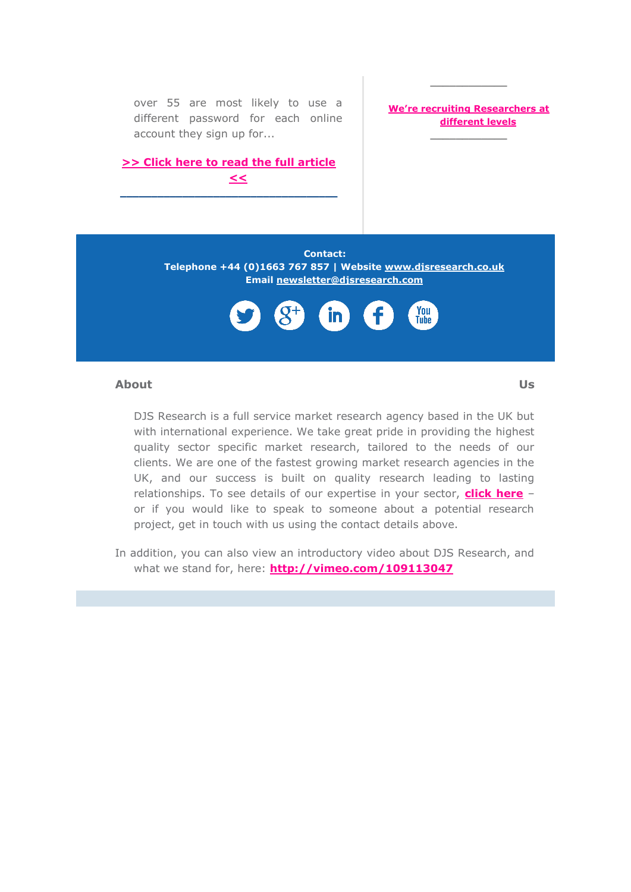over 55 are most likely to use a different password for each online account they sign up for...

**>> Click here to read the full article <<**

---

**We're recruiting Researchers at different levels**

---

**Contact:**
**Telephone +44 (0)1663 767 857 | Website www.djsresearch.co.uk**
**Email newsletter@djsresearch.com**

**About Us**

DJS Research is a full service market research agency based in the UK but with international experience. We take great pride in providing the highest quality sector specific market research, tailored to the needs of our clients. We are one of the fastest growing market research agencies in the UK, and our success is built on quality research leading to lasting relationships. To see details of our expertise in your sector, **click here** – or if you would like to speak to someone about a potential research project, get in touch with us using the contact details above.

In addition, you can also view an introductory video about DJS Research, and what we stand for, here: **http://vimeo.com/109113047**